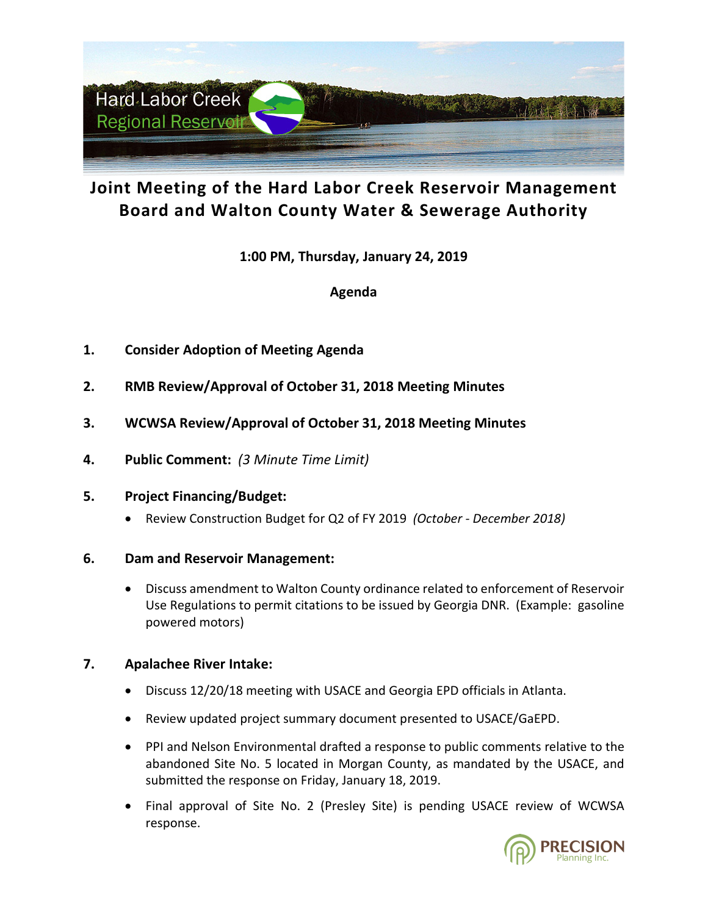# Joint Meeting of the Hard Labor Creek Reservoir Management Board and Walton County Water & Sewerage Authority

**1:00 PM, Thursday, January 24, 2019**

**Agenda**

1. **Consider Adoption of Meeting Agenda**

2. **RMB Review/Approval of October 31, 2018 Meeting Minutes**

3. **WCWSA Review/Approval of October 31, 2018 Meeting Minutes**

4. **Public Comment:** *(3 Minute Time Limit)*

5. **Project Financing/Budget:**
   - Review Construction Budget for Q2 of FY 2019 *(October - December 2018)*

6. **Dam and Reservoir Management:**
   - Discuss amendment to Walton County ordinance related to enforcement of Reservoir Use Regulations to permit citations to be issued by Georgia DNR. (Example: gasoline powered motors)

7. **Apalachee River Intake:**
   - Discuss 12/20/18 meeting with USACE and Georgia EPD officials in Atlanta.
   - Review updated project summary document presented to USACE/GaEPD.
   - PPI and Nelson Environmental drafted a response to public comments relative to the abandoned Site No. 5 located in Morgan County, as mandated by the USACE, and submitted the response on Friday, January 18, 2019.
   - Final approval of Site No. 2 (Presley Site) is pending USACE review of WCWSA response.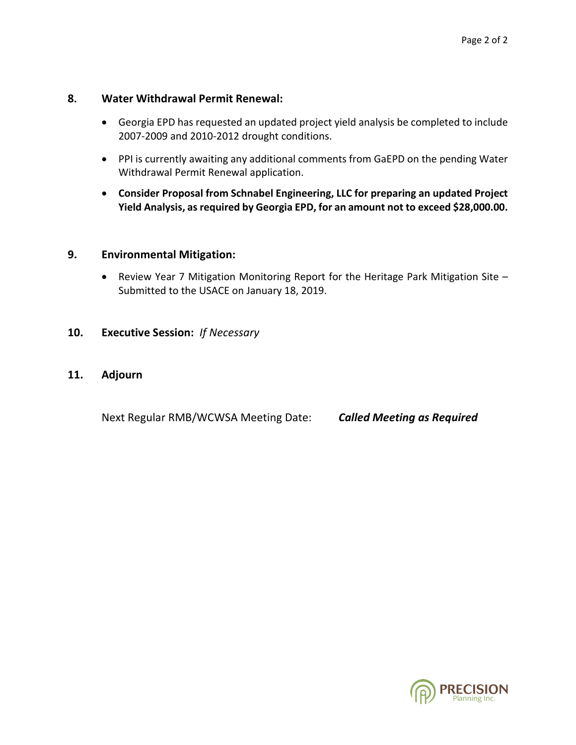## 8. Water Withdrawal Permit Renewal:

- Georgia EPD has requested an updated project yield analysis be completed to include 2007-2009 and 2010-2012 drought conditions.
- PPI is currently awaiting any additional comments from GaEPD on the pending Water Withdrawal Permit Renewal application.
- **Consider Proposal from Schnabel Engineering, LLC for preparing an updated Project Yield Analysis, as required by Georgia EPD, for an amount not to exceed $28,000.00.**

## 9. Environmental Mitigation:

- Review Year 7 Mitigation Monitoring Report for the Heritage Park Mitigation Site – Submitted to the USACE on January 18, 2019.

## 10. Executive Session: *If Necessary*

## 11. Adjourn

Next Regular RMB/WCWSA Meeting Date: ***Called Meeting as Required***

PRECISION Planning Inc.